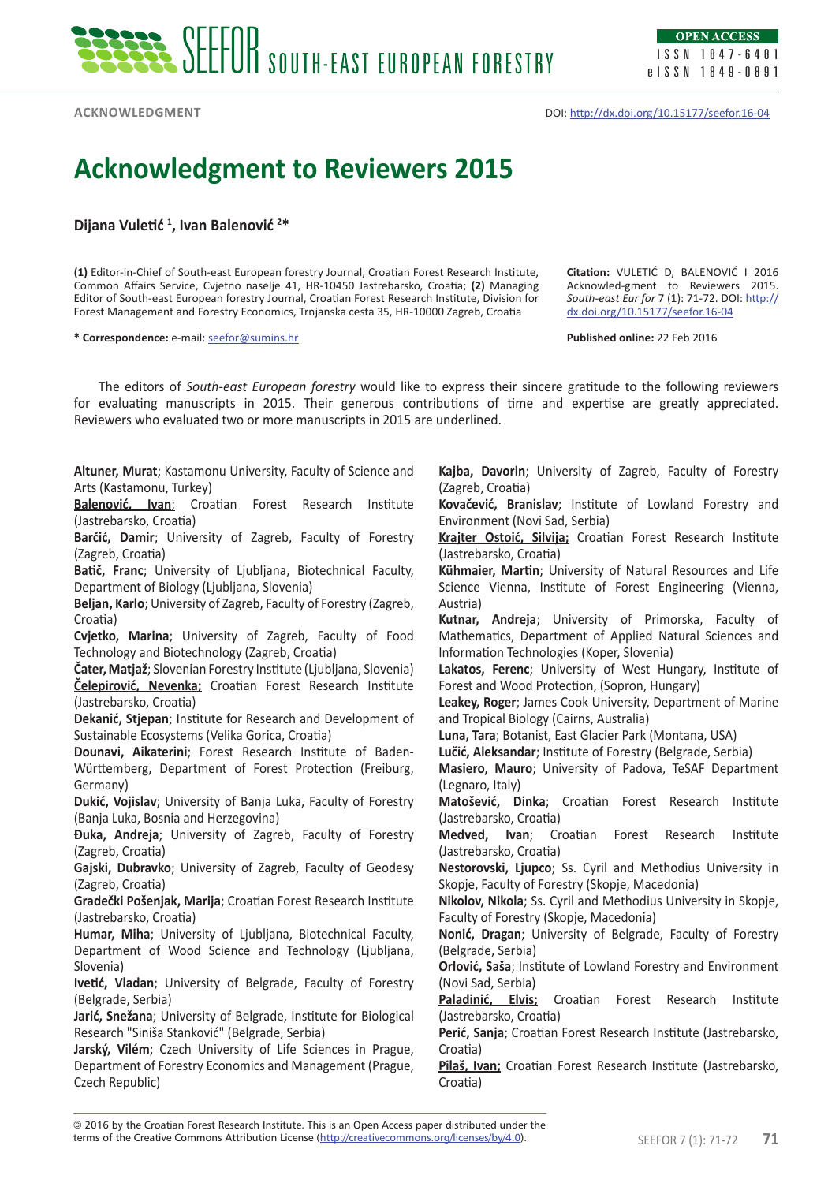ACKNOWLEDGMENT

DOI: http://dx.doi.org/10.15177/seefor.16-04

# Acknowledgment to Reviewers 2015

**Dijana Vuletić [1], Ivan Balenović [2]***

**(1)** Editor-in-Chief of South-east European forestry Journal, Croatian Forest Research Institute, Common Affairs Service, Cvjetno naselje 41, HR-10450 Jastrebarsko, Croatia; **(2)** Managing Editor of South-east European forestry Journal, Croatian Forest Research Institute, Division for Forest Management and Forestry Economics, Trnjanska cesta 35, HR-10000 Zagreb, Croatia

**\* Correspondence:** e-mail: seefor@sumins.hr

**Citation:** VULETIĆ D, BALENOVIĆ I 2016 Acknowled-gment to Reviewers 2015. *South-east Eur for* 7 (1): 71-72. DOI: http://dx.doi.org/10.15177/seefor.16-04

**Published online:** 22 Feb 2016

The editors of *South-east European forestry* would like to express their sincere gratitude to the following reviewers for evaluating manuscripts in 2015. Their generous contributions of time and expertise are greatly appreciated. Reviewers who evaluated two or more manuscripts in 2015 are underlined.

**Altuner, Murat**; Kastamonu University, Faculty of Science and Arts (Kastamonu, Turkey)
**<u>Balenović, Ivan</u>**; Croatian Forest Research Institute (Jastrebarsko, Croatia)
**Barčić, Damir**; University of Zagreb, Faculty of Forestry (Zagreb, Croatia)
**Batič, Franc**; University of Ljubljana, Biotechnical Faculty, Department of Biology (Ljubljana, Slovenia)
**Beljan, Karlo**; University of Zagreb, Faculty of Forestry (Zagreb, Croatia)
**Cvjetko, Marina**; University of Zagreb, Faculty of Food Technology and Biotechnology (Zagreb, Croatia)
**Čater, Matjaž**; Slovenian Forestry Institute (Ljubljana, Slovenia)
**<u>Čelepirović, Nevenka;</u>** Croatian Forest Research Institute (Jastrebarsko, Croatia)
**Dekanić, Stjepan**; Institute for Research and Development of Sustainable Ecosystems (Velika Gorica, Croatia)
**Dounavi, Aikaterini**; Forest Research Institute of Baden-Württemberg, Department of Forest Protection (Freiburg, Germany)
**Dukić, Vojislav**; University of Banja Luka, Faculty of Forestry (Banja Luka, Bosnia and Herzegovina)
**Đuka, Andreja**; University of Zagreb, Faculty of Forestry (Zagreb, Croatia)
**Gajski, Dubravko**; University of Zagreb, Faculty of Geodesy (Zagreb, Croatia)
**Gradečki Pošenjak, Marija**; Croatian Forest Research Institute (Jastrebarsko, Croatia)
**Humar, Miha**; University of Ljubljana, Biotechnical Faculty, Department of Wood Science and Technology (Ljubljana, Slovenia)
**Ivetić, Vladan**; University of Belgrade, Faculty of Forestry (Belgrade, Serbia)
**Jarić, Snežana**; University of Belgrade, Institute for Biological Research "Siniša Stanković" (Belgrade, Serbia)
**Jarský, Vilém**; Czech University of Life Sciences in Prague, Department of Forestry Economics and Management (Prague, Czech Republic)
**Kajba, Davorin**; University of Zagreb, Faculty of Forestry (Zagreb, Croatia)
**Kovačević, Branislav**; Institute of Lowland Forestry and Environment (Novi Sad, Serbia)
**<u>Krajter Ostoić, Silvija;</u>** Croatian Forest Research Institute (Jastrebarsko, Croatia)
**Kühmaier, Martin**; University of Natural Resources and Life Science Vienna, Institute of Forest Engineering (Vienna, Austria)
**Kutnar, Andreja**; University of Primorska, Faculty of Mathematics, Department of Applied Natural Sciences and Information Technologies (Koper, Slovenia)
**Lakatos, Ferenc**; University of West Hungary, Institute of Forest and Wood Protection, (Sopron, Hungary)
**Leakey, Roger**; James Cook University, Department of Marine and Tropical Biology (Cairns, Australia)
**Luna, Tara**; Botanist, East Glacier Park (Montana, USA)
**Lučić, Aleksandar**; Institute of Forestry (Belgrade, Serbia)
**Masiero, Mauro**; University of Padova, TeSAF Department (Legnaro, Italy)
**Matošević, Dinka**; Croatian Forest Research Institute (Jastrebarsko, Croatia)
**Medved, Ivan**; Croatian Forest Research Institute (Jastrebarsko, Croatia)
**Nestorovski, Ljupco**; Ss. Cyril and Methodius University in Skopje, Faculty of Forestry (Skopje, Macedonia)
**Nikolov, Nikola**; Ss. Cyril and Methodius University in Skopje, Faculty of Forestry (Skopje, Macedonia)
**Nonić, Dragan**; University of Belgrade, Faculty of Forestry (Belgrade, Serbia)
**Orlović, Saša**; Institute of Lowland Forestry and Environment (Novi Sad, Serbia)
**<u>Paladinić, Elvis;</u>** Croatian Forest Research Institute (Jastrebarsko, Croatia)
**Perić, Sanja**; Croatian Forest Research Institute (Jastrebarsko, Croatia)
**<u>Pilaš, Ivan;</u>** Croatian Forest Research Institute (Jastrebarsko, Croatia)

© 2016 by the Croatian Forest Research Institute. This is an Open Access paper distributed under the terms of the Creative Commons Attribution License (http://creativecommons.org/licenses/by/4.0).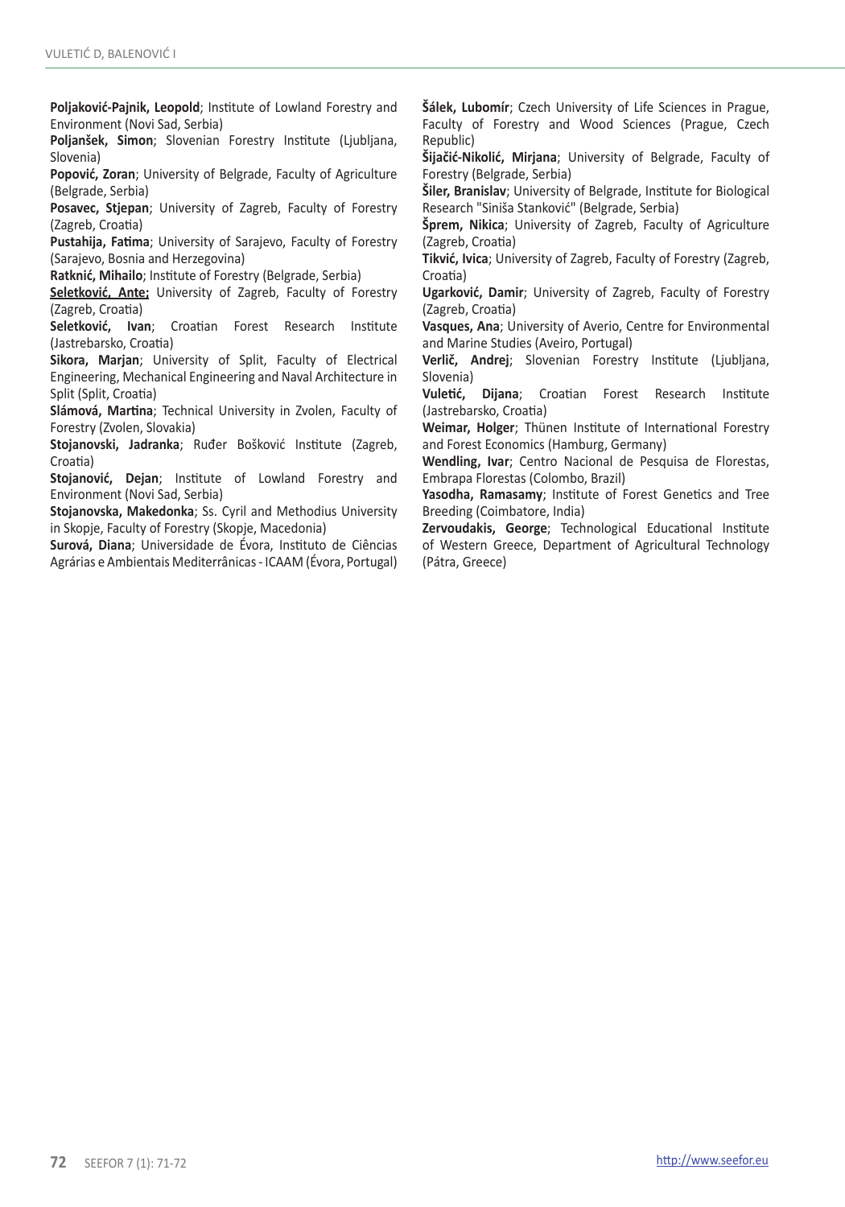**Poljaković-Pajnik, Leopold**; Institute of Lowland Forestry and Environment (Novi Sad, Serbia)

**Poljanšek, Simon**; Slovenian Forestry Institute (Ljubljana, Slovenia)

**Popović, Zoran**; University of Belgrade, Faculty of Agriculture (Belgrade, Serbia)

**Posavec, Stjepan**; University of Zagreb, Faculty of Forestry (Zagreb, Croatia)

**Pustahija, Fatima**; University of Sarajevo, Faculty of Forestry (Sarajevo, Bosnia and Herzegovina)

**Ratknić, Mihailo**; Institute of Forestry (Belgrade, Serbia)

**Seletković, Ante;** University of Zagreb, Faculty of Forestry (Zagreb, Croatia)

**Seletković, Ivan**; Croatian Forest Research Institute (Jastrebarsko, Croatia)

**Sikora, Marjan**; University of Split, Faculty of Electrical Engineering, Mechanical Engineering and Naval Architecture in Split (Split, Croatia)

**Slámová, Martina**; Technical University in Zvolen, Faculty of Forestry (Zvolen, Slovakia)

**Stojanovski, Jadranka**; Ruđer Bošković Institute (Zagreb, Croatia)

**Stojanović, Dejan**; Institute of Lowland Forestry and Environment (Novi Sad, Serbia)

**Stojanovska, Makedonka**; Ss. Cyril and Methodius University in Skopje, Faculty of Forestry (Skopje, Macedonia)

**Surová, Diana**; Universidade de Évora, Instituto de Ciências Agrárias e Ambientais Mediterrânicas - ICAAM (Évora, Portugal)

**Šálek, Lubomír**; Czech University of Life Sciences in Prague, Faculty of Forestry and Wood Sciences (Prague, Czech Republic)

**Šijačić-Nikolić, Mirjana**; University of Belgrade, Faculty of Forestry (Belgrade, Serbia)

**Šiler, Branislav**; University of Belgrade, Institute for Biological Research "Siniša Stanković" (Belgrade, Serbia)

**Šprem, Nikica**; University of Zagreb, Faculty of Agriculture (Zagreb, Croatia)

**Tikvić, Ivica**; University of Zagreb, Faculty of Forestry (Zagreb, Croatia)

**Ugarković, Damir**; University of Zagreb, Faculty of Forestry (Zagreb, Croatia)

**Vasques, Ana**; University of Averio, Centre for Environmental and Marine Studies (Aveiro, Portugal)

**Verlič, Andrej**; Slovenian Forestry Institute (Ljubljana, Slovenia)

**Vuletić, Dijana**; Croatian Forest Research Institute (Jastrebarsko, Croatia)

**Weimar, Holger**; Thünen Institute of International Forestry and Forest Economics (Hamburg, Germany)

**Wendling, Ivar**; Centro Nacional de Pesquisa de Florestas, Embrapa Florestas (Colombo, Brazil)

**Yasodha, Ramasamy**; Institute of Forest Genetics and Tree Breeding (Coimbatore, India)

**Zervoudakis, George**; Technological Educational Institute of Western Greece, Department of Agricultural Technology (Pátra, Greece)